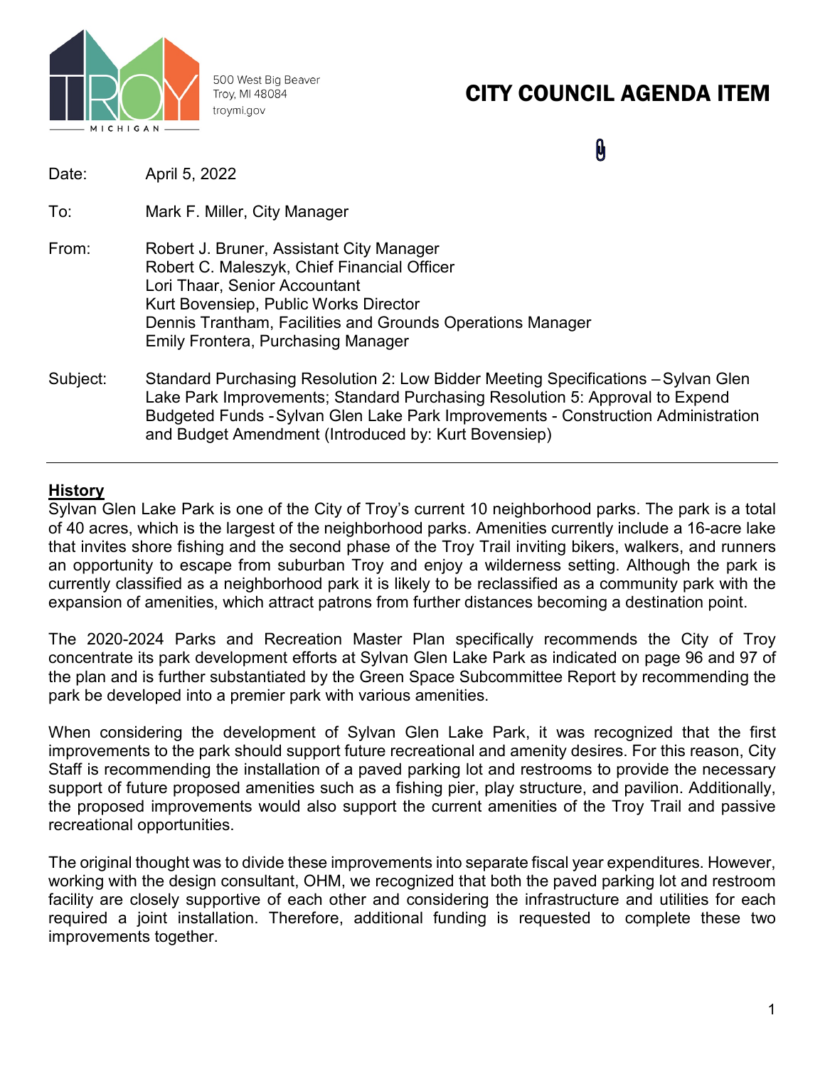500 West Big Beaver
Troy, MI 48084
troymi.gov

# CITY COUNCIL AGENDA ITEM

| | |
|---|---|
| Date: | April 5, 2022 |
| To: | Mark F. Miller, City Manager |
| From: | Robert J. Bruner, Assistant City Manager<br>Robert C. Maleszyk, Chief Financial Officer<br>Lori Thaar, Senior Accountant<br>Kurt Bovensiep, Public Works Director<br>Dennis Trantham, Facilities and Grounds Operations Manager<br>Emily Frontera, Purchasing Manager |
| Subject: | Standard Purchasing Resolution 2: Low Bidder Meeting Specifications – Sylvan Glen Lake Park Improvements; Standard Purchasing Resolution 5: Approval to Expend Budgeted Funds - Sylvan Glen Lake Park Improvements - Construction Administration and Budget Amendment (Introduced by: Kurt Bovensiep) |

---

## History

Sylvan Glen Lake Park is one of the City of Troy's current 10 neighborhood parks. The park is a total of 40 acres, which is the largest of the neighborhood parks. Amenities currently include a 16-acre lake that invites shore fishing and the second phase of the Troy Trail inviting bikers, walkers, and runners an opportunity to escape from suburban Troy and enjoy a wilderness setting. Although the park is currently classified as a neighborhood park it is likely to be reclassified as a community park with the expansion of amenities, which attract patrons from further distances becoming a destination point.

The 2020-2024 Parks and Recreation Master Plan specifically recommends the City of Troy concentrate its park development efforts at Sylvan Glen Lake Park as indicated on page 96 and 97 of the plan and is further substantiated by the Green Space Subcommittee Report by recommending the park be developed into a premier park with various amenities.

When considering the development of Sylvan Glen Lake Park, it was recognized that the first improvements to the park should support future recreational and amenity desires. For this reason, City Staff is recommending the installation of a paved parking lot and restrooms to provide the necessary support of future proposed amenities such as a fishing pier, play structure, and pavilion. Additionally, the proposed improvements would also support the current amenities of the Troy Trail and passive recreational opportunities.

The original thought was to divide these improvements into separate fiscal year expenditures. However, working with the design consultant, OHM, we recognized that both the paved parking lot and restroom facility are closely supportive of each other and considering the infrastructure and utilities for each required a joint installation. Therefore, additional funding is requested to complete these two improvements together.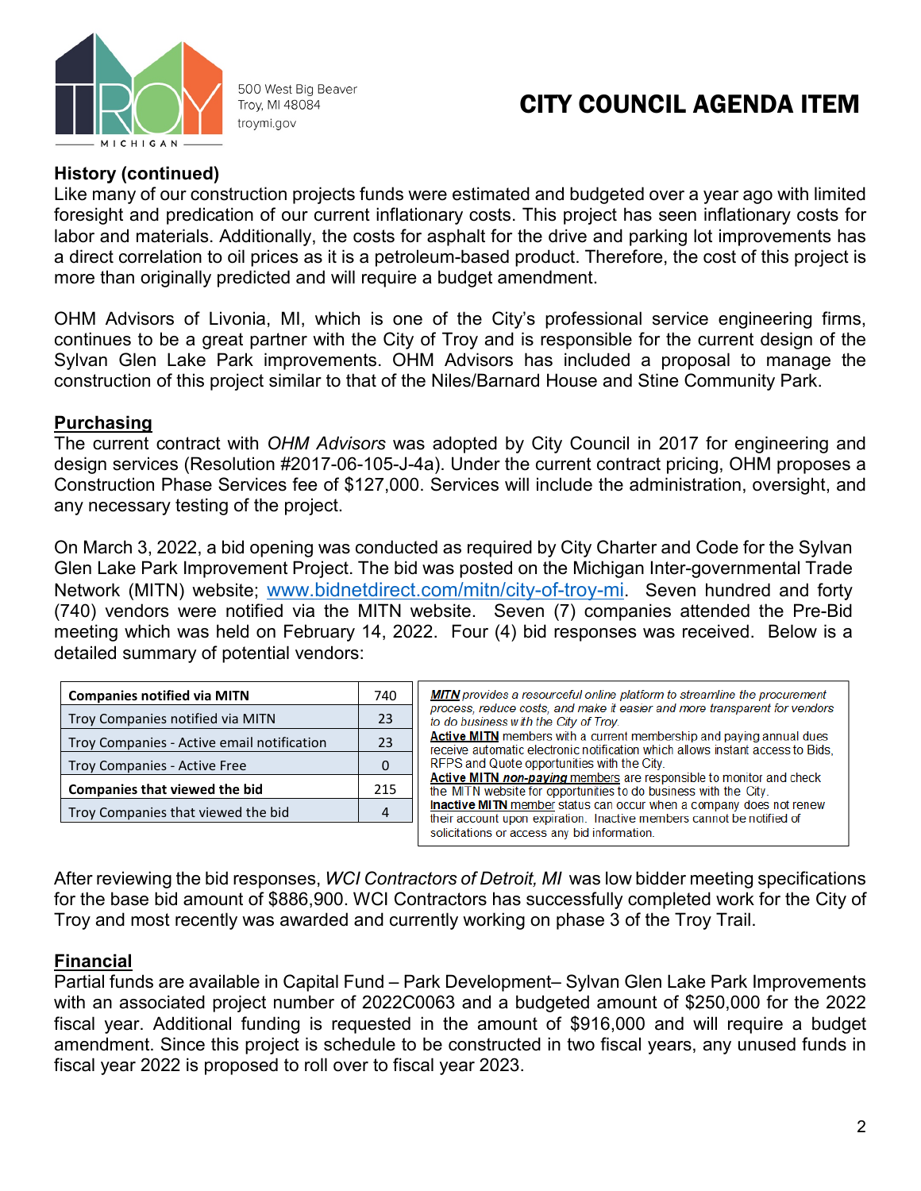# CITY COUNCIL AGENDA ITEM

## History (continued)

Like many of our construction projects funds were estimated and budgeted over a year ago with limited foresight and predication of our current inflationary costs. This project has seen inflationary costs for labor and materials. Additionally, the costs for asphalt for the drive and parking lot improvements has a direct correlation to oil prices as it is a petroleum-based product. Therefore, the cost of this project is more than originally predicted and will require a budget amendment.

OHM Advisors of Livonia, MI, which is one of the City's professional service engineering firms, continues to be a great partner with the City of Troy and is responsible for the current design of the Sylvan Glen Lake Park improvements. OHM Advisors has included a proposal to manage the construction of this project similar to that of the Niles/Barnard House and Stine Community Park.

## Purchasing

The current contract with *OHM Advisors* was adopted by City Council in 2017 for engineering and design services (Resolution #2017-06-105-J-4a). Under the current contract pricing, OHM proposes a Construction Phase Services fee of $127,000. Services will include the administration, oversight, and any necessary testing of the project.

On March 3, 2022, a bid opening was conducted as required by City Charter and Code for the Sylvan Glen Lake Park Improvement Project. The bid was posted on the Michigan Inter-governmental Trade Network (MITN) website; www.bidnetdirect.com/mitn/city-of-troy-mi. Seven hundred and forty (740) vendors were notified via the MITN website. Seven (7) companies attended the Pre-Bid meeting which was held on February 14, 2022. Four (4) bid responses was received. Below is a detailed summary of potential vendors:

| **Companies notified via MITN** | 740 |
|---|---|
| Troy Companies notified via MITN | 23 |
| Troy Companies - Active email notification | 23 |
| Troy Companies - Active Free | 0 |
| **Companies that viewed the bid** | 215 |
| Troy Companies that viewed the bid | 4 |

***MITN*** *provides a resourceful online platform to streamline the procurement process, reduce costs, and make it easier and more transparent for vendors to do business with the City of Troy.*
**Active MITN** members with a current membership and paying annual dues receive automatic electronic notification which allows instant access to Bids, RFPS and Quote opportunities with the City.
**Active MITN *non-paying*** members are responsible to monitor and check the MITN website for opportunities to do business with the City.
**Inactive MITN** member status can occur when a company does not renew their account upon expiration. Inactive members cannot be notified of solicitations or access any bid information.

After reviewing the bid responses, *WCI Contractors of Detroit, MI* was low bidder meeting specifications for the base bid amount of $886,900. WCI Contractors has successfully completed work for the City of Troy and most recently was awarded and currently working on phase 3 of the Troy Trail.

## Financial

Partial funds are available in Capital Fund – Park Development– Sylvan Glen Lake Park Improvements with an associated project number of 2022C0063 and a budgeted amount of $250,000 for the 2022 fiscal year. Additional funding is requested in the amount of $916,000 and will require a budget amendment. Since this project is schedule to be constructed in two fiscal years, any unused funds in fiscal year 2022 is proposed to roll over to fiscal year 2023.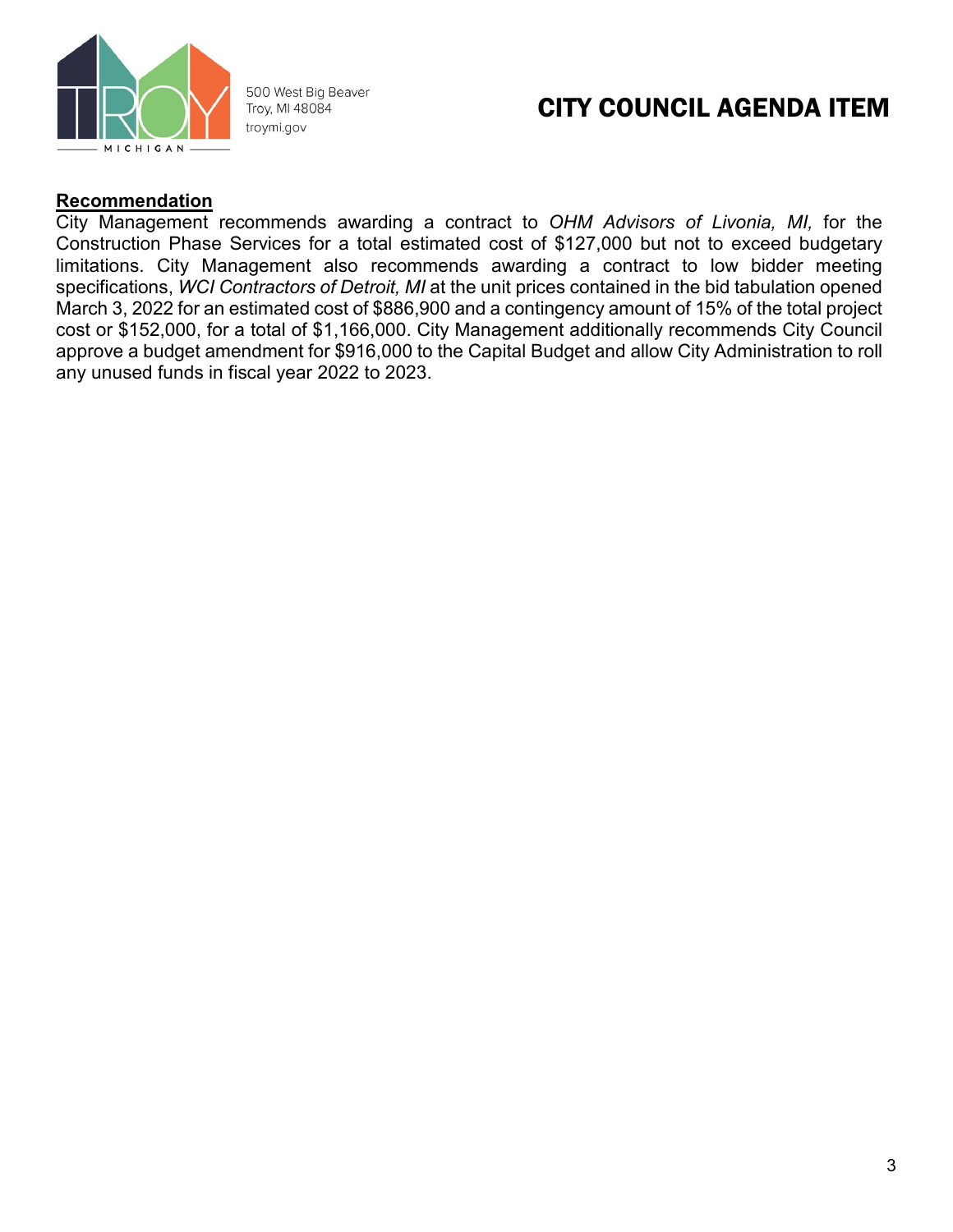# CITY COUNCIL AGENDA ITEM

500 West Big Beaver
Troy, MI 48084
troymi.gov

**Recommendation**

City Management recommends awarding a contract to *OHM Advisors of Livonia, MI,* for the Construction Phase Services for a total estimated cost of $127,000 but not to exceed budgetary limitations. City Management also recommends awarding a contract to low bidder meeting specifications, *WCI Contractors of Detroit, MI* at the unit prices contained in the bid tabulation opened March 3, 2022 for an estimated cost of $886,900 and a contingency amount of 15% of the total project cost or $152,000, for a total of $1,166,000. City Management additionally recommends City Council approve a budget amendment for $916,000 to the Capital Budget and allow City Administration to roll any unused funds in fiscal year 2022 to 2023.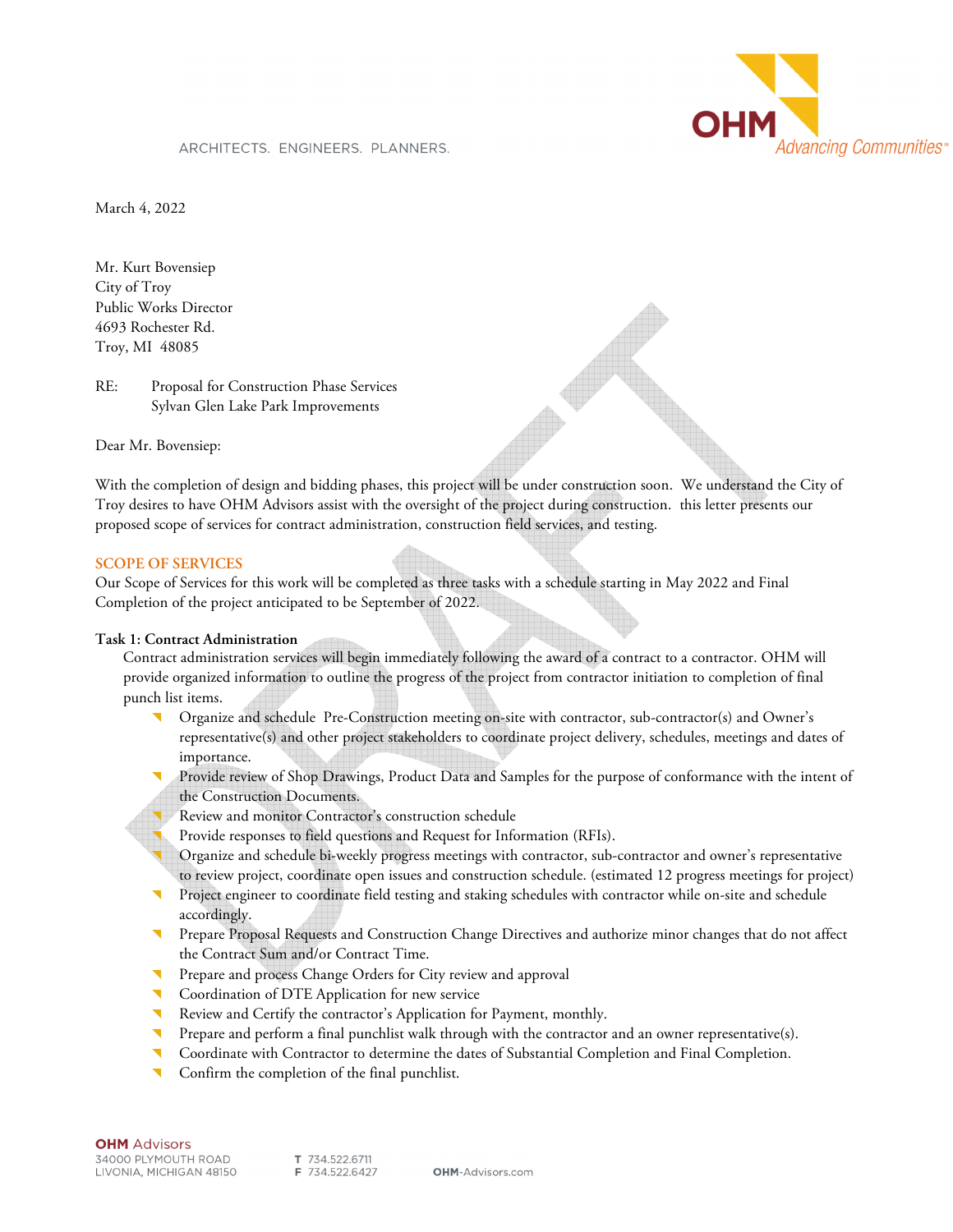ARCHITECTS. ENGINEERS. PLANNERS.

March 4, 2022

Mr. Kurt Bovensiep
City of Troy
Public Works Director
4693 Rochester Rd.
Troy, MI 48085

RE: Proposal for Construction Phase Services
Sylvan Glen Lake Park Improvements

Dear Mr. Bovensiep:

With the completion of design and bidding phases, this project will be under construction soon. We understand the City of Troy desires to have OHM Advisors assist with the oversight of the project during construction. this letter presents our proposed scope of services for contract administration, construction field services, and testing.

## SCOPE OF SERVICES

Our Scope of Services for this work will be completed as three tasks with a schedule starting in May 2022 and Final Completion of the project anticipated to be September of 2022.

### Task 1: Contract Administration

Contract administration services will begin immediately following the award of a contract to a contractor. OHM will provide organized information to outline the progress of the project from contractor initiation to completion of final punch list items.

- Organize and schedule Pre-Construction meeting on-site with contractor, sub-contractor(s) and Owner's representative(s) and other project stakeholders to coordinate project delivery, schedules, meetings and dates of importance.
- Provide review of Shop Drawings, Product Data and Samples for the purpose of conformance with the intent of the Construction Documents.
- Review and monitor Contractor's construction schedule
- Provide responses to field questions and Request for Information (RFIs).
- Organize and schedule bi-weekly progress meetings with contractor, sub-contractor and owner's representative to review project, coordinate open issues and construction schedule. (estimated 12 progress meetings for project)
- Project engineer to coordinate field testing and staking schedules with contractor while on-site and schedule accordingly.
- Prepare Proposal Requests and Construction Change Directives and authorize minor changes that do not affect the Contract Sum and/or Contract Time.
- Prepare and process Change Orders for City review and approval
- Coordination of DTE Application for new service
- Review and Certify the contractor's Application for Payment, monthly.
- Prepare and perform a final punchlist walk through with the contractor and an owner representative(s).
- Coordinate with Contractor to determine the dates of Substantial Completion and Final Completion.
- Confirm the completion of the final punchlist.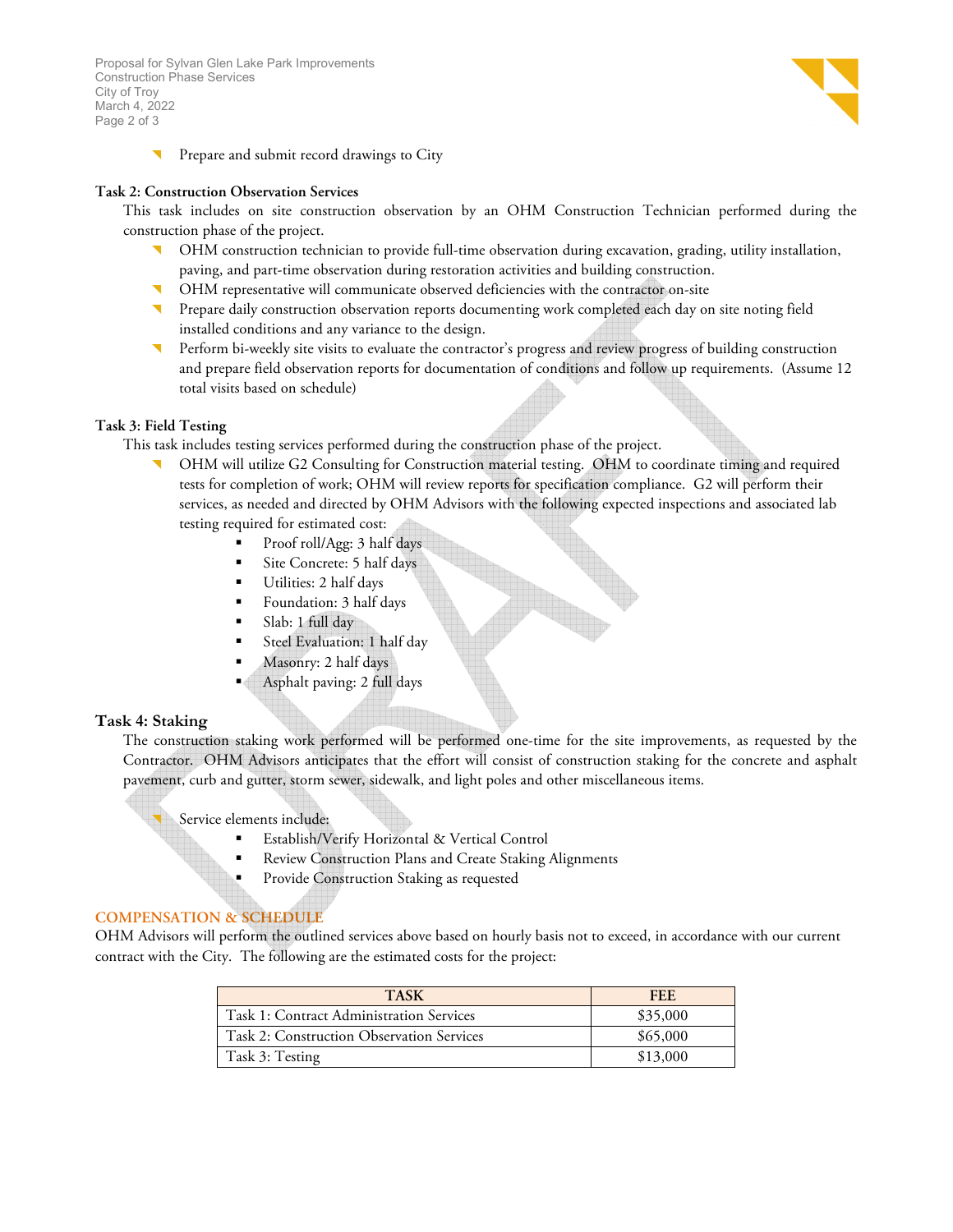- Prepare and submit record drawings to City

**Task 2: Construction Observation Services**

This task includes on site construction observation by an OHM Construction Technician performed during the construction phase of the project.

- OHM construction technician to provide full-time observation during excavation, grading, utility installation, paving, and part-time observation during restoration activities and building construction.
- OHM representative will communicate observed deficiencies with the contractor on-site
- Prepare daily construction observation reports documenting work completed each day on site noting field installed conditions and any variance to the design.
- Perform bi-weekly site visits to evaluate the contractor's progress and review progress of building construction and prepare field observation reports for documentation of conditions and follow up requirements. (Assume 12 total visits based on schedule)

**Task 3: Field Testing**

This task includes testing services performed during the construction phase of the project.

- OHM will utilize G2 Consulting for Construction material testing. OHM to coordinate timing and required tests for completion of work; OHM will review reports for specification compliance. G2 will perform their services, as needed and directed by OHM Advisors with the following expected inspections and associated lab testing required for estimated cost:
  - Proof roll/Agg: 3 half days
  - Site Concrete: 5 half days
  - Utilities: 2 half days
  - Foundation: 3 half days
  - Slab: 1 full day
  - Steel Evaluation: 1 half day
  - Masonry: 2 half days
  - Asphalt paving: 2 full days

**Task 4: Staking**

The construction staking work performed will be performed one-time for the site improvements, as requested by the Contractor. OHM Advisors anticipates that the effort will consist of construction staking for the concrete and asphalt pavement, curb and gutter, storm sewer, sidewalk, and light poles and other miscellaneous items.

- Service elements include:
  - Establish/Verify Horizontal & Vertical Control
  - Review Construction Plans and Create Staking Alignments
  - Provide Construction Staking as requested

## COMPENSATION & SCHEDULE

OHM Advisors will perform the outlined services above based on hourly basis not to exceed, in accordance with our current contract with the City. The following are the estimated costs for the project:

| TASK | FEE |
|---|---|
| Task 1: Contract Administration Services | $35,000 |
| Task 2: Construction Observation Services | $65,000 |
| Task 3: Testing | $13,000 |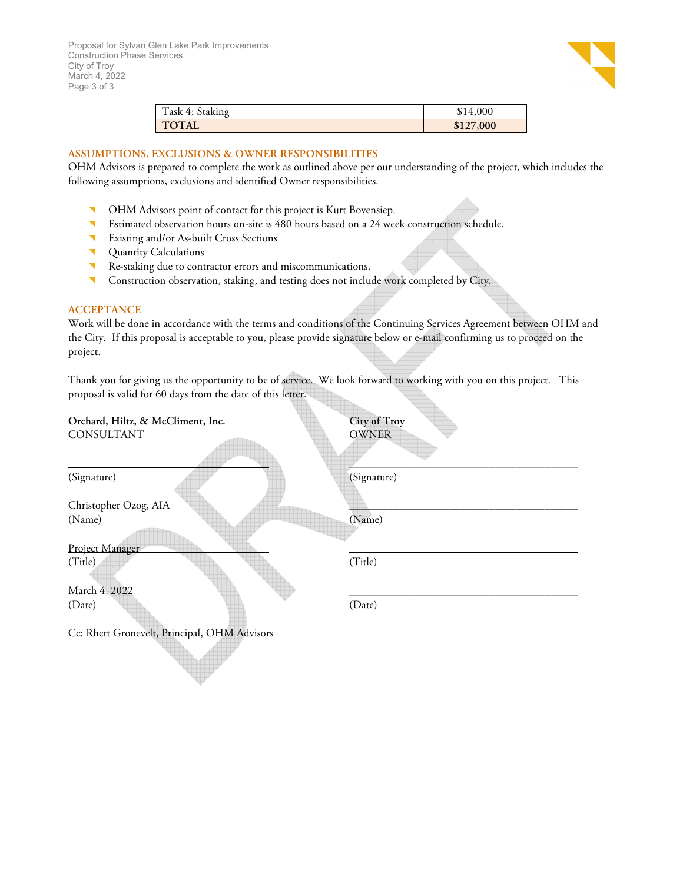| Task 4: Staking | $14,000 |
|---|---|
| **TOTAL** | **$127,000** |

## ASSUMPTIONS, EXCLUSIONS & OWNER RESPONSIBILITIES

OHM Advisors is prepared to complete the work as outlined above per our understanding of the project, which includes the following assumptions, exclusions and identified Owner responsibilities.

- OHM Advisors point of contact for this project is Kurt Bovensiep.
- Estimated observation hours on-site is 480 hours based on a 24 week construction schedule.
- Existing and/or As-built Cross Sections
- Quantity Calculations
- Re-staking due to contractor errors and miscommunications.
- Construction observation, staking, and testing does not include work completed by City.

## ACCEPTANCE

Work will be done in accordance with the terms and conditions of the Continuing Services Agreement between OHM and the City. If this proposal is acceptable to you, please provide signature below or e-mail confirming us to proceed on the project.

Thank you for giving us the opportunity to be of service. We look forward to working with you on this project. This proposal is valid for 60 days from the date of this letter.

**Orchard, Hiltz, & McCliment, Inc.**
CONSULTANT

\_\_\_\_\_\_\_\_\_\_\_\_\_\_\_\_\_\_\_\_\_\_\_\_\_\_\_\_
(Signature)

Christopher Ozog, AIA
(Name)

Project Manager
(Title)

March 4, 2022
(Date)

**City of Troy**
OWNER

\_\_\_\_\_\_\_\_\_\_\_\_\_\_\_\_\_\_\_\_\_\_\_\_\_\_\_\_
(Signature)

\_\_\_\_\_\_\_\_\_\_\_\_\_\_\_\_\_\_\_\_\_\_\_\_\_\_\_\_
(Name)

\_\_\_\_\_\_\_\_\_\_\_\_\_\_\_\_\_\_\_\_\_\_\_\_\_\_\_\_
(Title)

\_\_\_\_\_\_\_\_\_\_\_\_\_\_\_\_\_\_\_\_\_\_\_\_\_\_\_\_
(Date)

Cc: Rhett Gronevelt, Principal, OHM Advisors

DRAFT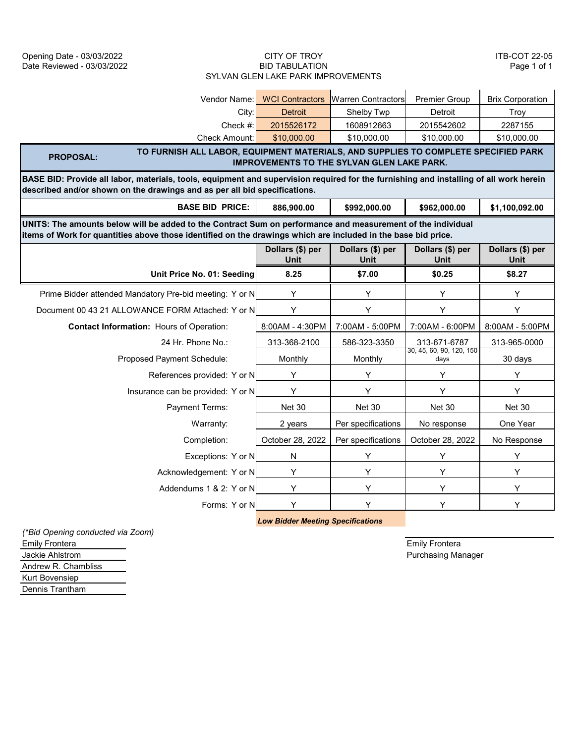Opening Date - 03/03/2022
Date Reviewed - 03/03/2022

CITY OF TROY
BID TABULATION
SYLVAN GLEN LAKE PARK IMPROVEMENTS

ITB-COT 22-05

| | | | | |
|---|---|---|---|---|
| Vendor Name: | WCI Contractors | Warren Contractors | Premier Group | Brix Corporation |
| City: | Detroit | Shelby Twp | Detroit | Troy |
| Check #: | 2015526172 | 1608912663 | 2015542602 | 2287155 |
| Check Amount: | $10,000.00 | $10,000.00 | $10,000.00 | $10,000.00 |
| **PROPOSAL:** | **TO FURNISH ALL LABOR, EQUIPMENT MATERIALS, AND SUPPLIES TO COMPLETE SPECIFIED PARK IMPROVEMENTS TO THE SYLVAN GLEN LAKE PARK.** | | | |
| **BASE BID: Provide all labor, materials, tools, equipment and supervision required for the furnishing and installing of all work herein described and/or shown on the drawings and as per all bid specifications.** | | | | |
| **BASE BID PRICE:** | **886,900.00** | **$992,000.00** | **$962,000.00** | **$1,100,092.00** |
| **UNITS: The amounts below will be added to the Contract Sum on performance and measurement of the individual items of Work for quantities above those identified on the drawings which are included in the base bid price.** | | | | |
| | **Dollars ($) per Unit** | **Dollars ($) per Unit** | **Dollars ($) per Unit** | **Dollars ($) per Unit** |
| **Unit Price No. 01: Seeding** | **8.25** | **$7.00** | **$0.25** | **$8.27** |
| Prime Bidder attended Mandatory Pre-bid meeting: Y or N | Y | Y | Y | Y |
| Document 00 43 21 ALLOWANCE FORM Attached: Y or N | Y | Y | Y | Y |
| **Contact Information:** Hours of Operation: | 8:00AM - 4:30PM | 7:00AM - 5:00PM | 7:00AM - 6:00PM | 8:00AM - 5:00PM |
| 24 Hr. Phone No.: | 313-368-2100 | 586-323-3350 | 313-671-6787 | 313-965-0000 |
| Proposed Payment Schedule: | Monthly | Monthly | 30, 45, 60, 90, 120, 150 days | 30 days |
| References provided: Y or N | Y | Y | Y | Y |
| Insurance can be provided: Y or N | Y | Y | Y | Y |
| Payment Terms: | Net 30 | Net 30 | Net 30 | Net 30 |
| Warranty: | 2 years | Per specifications | No response | One Year |
| Completion: | October 28, 2022 | Per specifications | October 28, 2022 | No Response |
| Exceptions: Y or N | N | Y | Y | Y |
| Acknowledgement: Y or N | Y | Y | Y | Y |
| Addendums 1 & 2: Y or N | Y | Y | Y | Y |
| Forms: Y or N | Y | Y | Y | Y |

***Low Bidder Meeting Specifications***

*(\*Bid Opening conducted via Zoom)*

Emily Frontera
Jackie Ahlstrom
Andrew R. Chambliss
Kurt Bovensiep
Dennis Trantham

Emily Frontera
Purchasing Manager